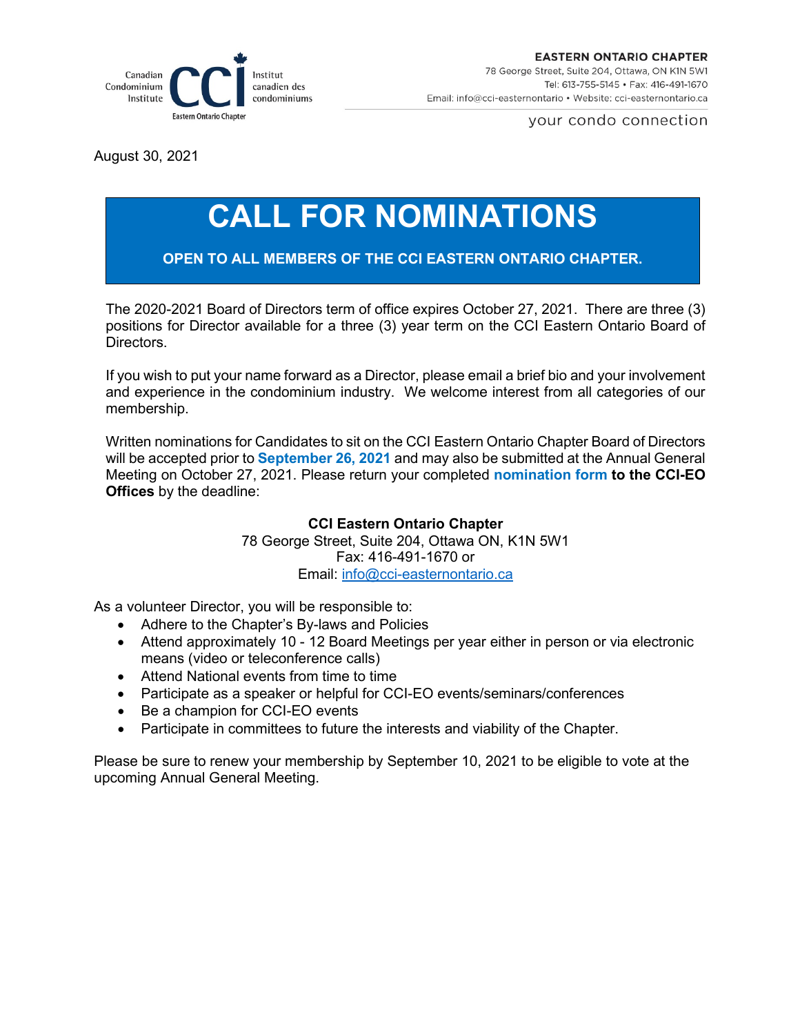Canadian Condominium Institute | CCI | Institut canadien des condominiums
Eastern Ontario Chapter

**EASTERN ONTARIO CHAPTER**
78 George Street, Suite 204, Ottawa, ON K1N 5W1
Tel: 613-755-5145 • Fax: 416-491-1670
Email: info@cci-easternontario • Website: cci-easternontario.ca

your condo connection

August 30, 2021

# CALL FOR NOMINATIONS

**OPEN TO ALL MEMBERS OF THE CCI EASTERN ONTARIO CHAPTER.**

The 2020-2021 Board of Directors term of office expires October 27, 2021. There are three (3) positions for Director available for a three (3) year term on the CCI Eastern Ontario Board of Directors.

If you wish to put your name forward as a Director, please email a brief bio and your involvement and experience in the condominium industry. We welcome interest from all categories of our membership.

Written nominations for Candidates to sit on the CCI Eastern Ontario Chapter Board of Directors will be accepted prior to **September 26, 2021** and may also be submitted at the Annual General Meeting on October 27, 2021. Please return your completed **nomination form to the CCI-EO Offices** by the deadline:

**CCI Eastern Ontario Chapter**
78 George Street, Suite 204, Ottawa ON, K1N 5W1
Fax: 416-491-1670 or
Email: info@cci-easternontario.ca

As a volunteer Director, you will be responsible to:

- Adhere to the Chapter's By-laws and Policies
- Attend approximately 10 - 12 Board Meetings per year either in person or via electronic means (video or teleconference calls)
- Attend National events from time to time
- Participate as a speaker or helpful for CCI-EO events/seminars/conferences
- Be a champion for CCI-EO events
- Participate in committees to future the interests and viability of the Chapter.

Please be sure to renew your membership by September 10, 2021 to be eligible to vote at the upcoming Annual General Meeting.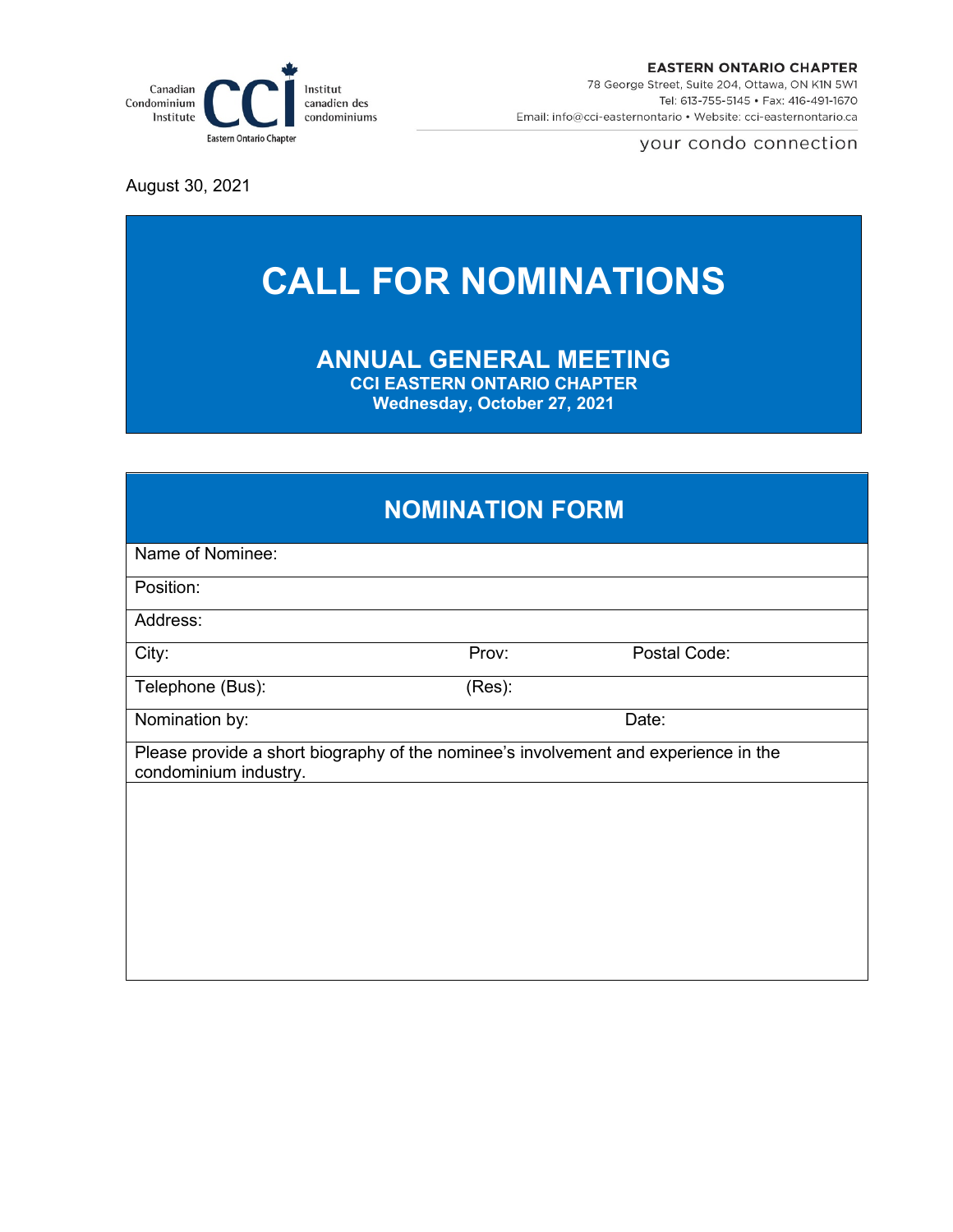Canadian Condominium Institute CCI Institut canadien des condominiums
Eastern Ontario Chapter

**EASTERN ONTARIO CHAPTER**
78 George Street, Suite 204, Ottawa, ON K1N 5W1
Tel: 613-755-5145 • Fax: 416-491-1670
Email: info@cci-easternontario • Website: cci-easternontario.ca

your condo connection

August 30, 2021

# CALL FOR NOMINATIONS

## ANNUAL GENERAL MEETING

**CCI EASTERN ONTARIO CHAPTER**
**Wednesday, October 27, 2021**

## NOMINATION FORM

| | | |
|---|---|---|
| Name of Nominee: | | |
| Position: | | |
| Address: | | |
| City: | Prov: | Postal Code: |
| Telephone (Bus): | (Res): | |
| Nomination by: | | Date: |
| Please provide a short biography of the nominee's involvement and experience in the condominium industry. | | |
| | | |